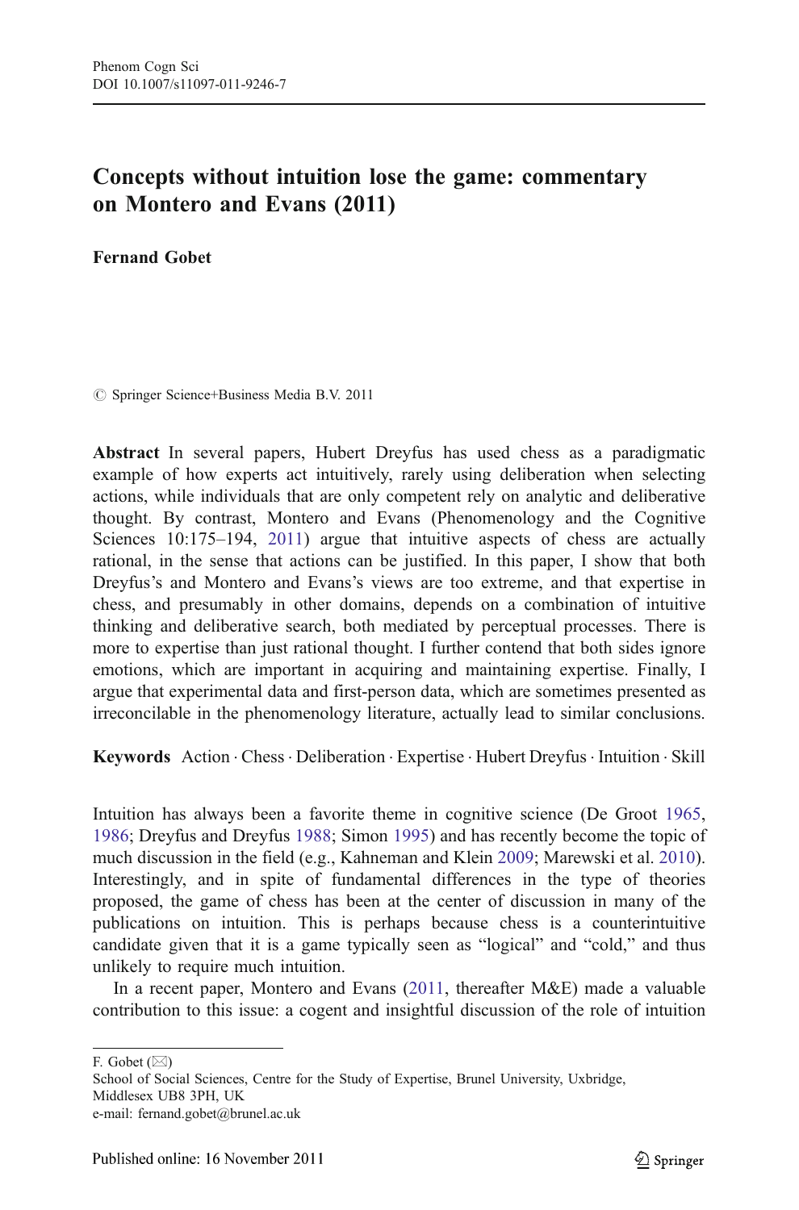# Concepts without intuition lose the game: commentary on Montero and Evans (2011)

**Fernand Gobet**

© Springer Science+Business Media B.V. 2011

**Abstract** In several papers, Hubert Dreyfus has used chess as a paradigmatic example of how experts act intuitively, rarely using deliberation when selecting actions, while individuals that are only competent rely on analytic and deliberative thought. By contrast, Montero and Evans (Phenomenology and the Cognitive Sciences 10:175–194, 2011) argue that intuitive aspects of chess are actually rational, in the sense that actions can be justified. In this paper, I show that both Dreyfus's and Montero and Evans's views are too extreme, and that expertise in chess, and presumably in other domains, depends on a combination of intuitive thinking and deliberative search, both mediated by perceptual processes. There is more to expertise than just rational thought. I further contend that both sides ignore emotions, which are important in acquiring and maintaining expertise. Finally, I argue that experimental data and first-person data, which are sometimes presented as irreconcilable in the phenomenology literature, actually lead to similar conclusions.

**Keywords** Action · Chess · Deliberation · Expertise · Hubert Dreyfus · Intuition · Skill

Intuition has always been a favorite theme in cognitive science (De Groot 1965, 1986; Dreyfus and Dreyfus 1988; Simon 1995) and has recently become the topic of much discussion in the field (e.g., Kahneman and Klein 2009; Marewski et al. 2010). Interestingly, and in spite of fundamental differences in the type of theories proposed, the game of chess has been at the center of discussion in many of the publications on intuition. This is perhaps because chess is a counterintuitive candidate given that it is a game typically seen as "logical" and "cold," and thus unlikely to require much intuition.

In a recent paper, Montero and Evans (2011, thereafter M&E) made a valuable contribution to this issue: a cogent and insightful discussion of the role of intuition

F. Gobet (✉)
School of Social Sciences, Centre for the Study of Expertise, Brunel University, Uxbridge, Middlesex UB8 3PH, UK
e-mail: fernand.gobet@brunel.ac.uk

Published online: 16 November 2011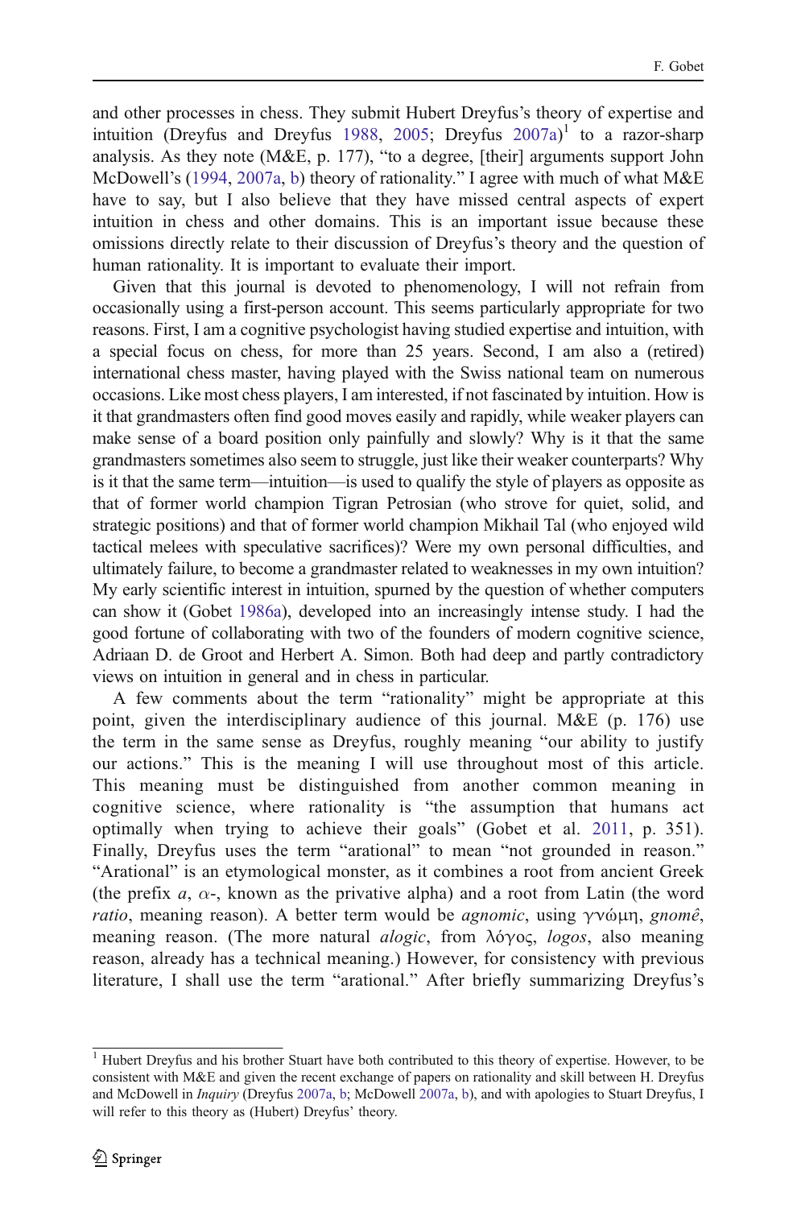and other processes in chess. They submit Hubert Dreyfus's theory of expertise and intuition (Dreyfus and Dreyfus 1988, 2005; Dreyfus 2007a)[1] to a razor-sharp analysis. As they note (M&E, p. 177), "to a degree, [their] arguments support John McDowell's (1994, 2007a, b) theory of rationality." I agree with much of what M&E have to say, but I also believe that they have missed central aspects of expert intuition in chess and other domains. This is an important issue because these omissions directly relate to their discussion of Dreyfus's theory and the question of human rationality. It is important to evaluate their import.

Given that this journal is devoted to phenomenology, I will not refrain from occasionally using a first-person account. This seems particularly appropriate for two reasons. First, I am a cognitive psychologist having studied expertise and intuition, with a special focus on chess, for more than 25 years. Second, I am also a (retired) international chess master, having played with the Swiss national team on numerous occasions. Like most chess players, I am interested, if not fascinated by intuition. How is it that grandmasters often find good moves easily and rapidly, while weaker players can make sense of a board position only painfully and slowly? Why is it that the same grandmasters sometimes also seem to struggle, just like their weaker counterparts? Why is it that the same term—intuition—is used to qualify the style of players as opposite as that of former world champion Tigran Petrosian (who strove for quiet, solid, and strategic positions) and that of former world champion Mikhail Tal (who enjoyed wild tactical melees with speculative sacrifices)? Were my own personal difficulties, and ultimately failure, to become a grandmaster related to weaknesses in my own intuition? My early scientific interest in intuition, spurned by the question of whether computers can show it (Gobet 1986a), developed into an increasingly intense study. I had the good fortune of collaborating with two of the founders of modern cognitive science, Adriaan D. de Groot and Herbert A. Simon. Both had deep and partly contradictory views on intuition in general and in chess in particular.

A few comments about the term "rationality" might be appropriate at this point, given the interdisciplinary audience of this journal. M&E (p. 176) use the term in the same sense as Dreyfus, roughly meaning "our ability to justify our actions." This is the meaning I will use throughout most of this article. This meaning must be distinguished from another common meaning in cognitive science, where rationality is "the assumption that humans act optimally when trying to achieve their goals" (Gobet et al. 2011, p. 351). Finally, Dreyfus uses the term "arational" to mean "not grounded in reason." "Arational" is an etymological monster, as it combines a root from ancient Greek (the prefix *a*, α-, known as the privative alpha) and a root from Latin (the word *ratio*, meaning reason). A better term would be *agnomic*, using γνώμη, *gnomê*, meaning reason. (The more natural *alogic*, from λόγος, *logos*, also meaning reason, already has a technical meaning.) However, for consistency with previous literature, I shall use the term "arational." After briefly summarizing Dreyfus's

---

[1] Hubert Dreyfus and his brother Stuart have both contributed to this theory of expertise. However, to be consistent with M&E and given the recent exchange of papers on rationality and skill between H. Dreyfus and McDowell in *Inquiry* (Dreyfus 2007a, b; McDowell 2007a, b), and with apologies to Stuart Dreyfus, I will refer to this theory as (Hubert) Dreyfus' theory.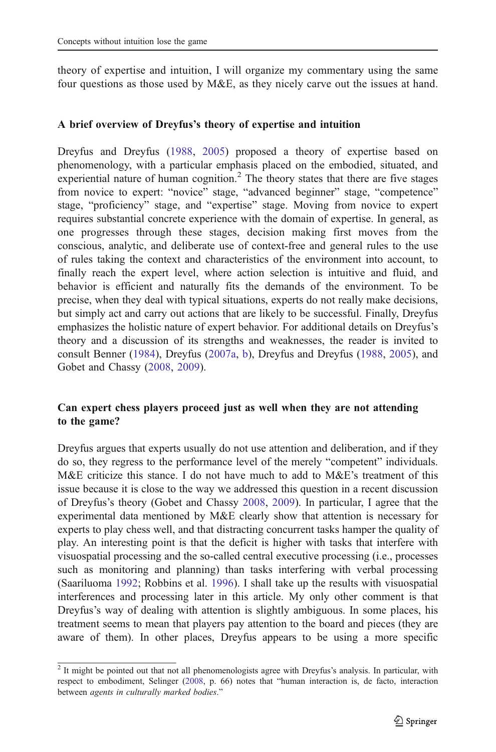theory of expertise and intuition, I will organize my commentary using the same four questions as those used by M&E, as they nicely carve out the issues at hand.

## A brief overview of Dreyfus's theory of expertise and intuition

Dreyfus and Dreyfus (1988, 2005) proposed a theory of expertise based on phenomenology, with a particular emphasis placed on the embodied, situated, and experiential nature of human cognition.[2] The theory states that there are five stages from novice to expert: "novice" stage, "advanced beginner" stage, "competence" stage, "proficiency" stage, and "expertise" stage. Moving from novice to expert requires substantial concrete experience with the domain of expertise. In general, as one progresses through these stages, decision making first moves from the conscious, analytic, and deliberate use of context-free and general rules to the use of rules taking the context and characteristics of the environment into account, to finally reach the expert level, where action selection is intuitive and fluid, and behavior is efficient and naturally fits the demands of the environment. To be precise, when they deal with typical situations, experts do not really make decisions, but simply act and carry out actions that are likely to be successful. Finally, Dreyfus emphasizes the holistic nature of expert behavior. For additional details on Dreyfus's theory and a discussion of its strengths and weaknesses, the reader is invited to consult Benner (1984), Dreyfus (2007a, b), Dreyfus and Dreyfus (1988, 2005), and Gobet and Chassy (2008, 2009).

## Can expert chess players proceed just as well when they are not attending to the game?

Dreyfus argues that experts usually do not use attention and deliberation, and if they do so, they regress to the performance level of the merely "competent" individuals. M&E criticize this stance. I do not have much to add to M&E's treatment of this issue because it is close to the way we addressed this question in a recent discussion of Dreyfus's theory (Gobet and Chassy 2008, 2009). In particular, I agree that the experimental data mentioned by M&E clearly show that attention is necessary for experts to play chess well, and that distracting concurrent tasks hamper the quality of play. An interesting point is that the deficit is higher with tasks that interfere with visuospatial processing and the so-called central executive processing (i.e., processes such as monitoring and planning) than tasks interfering with verbal processing (Saariluoma 1992; Robbins et al. 1996). I shall take up the results with visuospatial interferences and processing later in this article. My only other comment is that Dreyfus's way of dealing with attention is slightly ambiguous. In some places, his treatment seems to mean that players pay attention to the board and pieces (they are aware of them). In other places, Dreyfus appears to be using a more specific

[2] It might be pointed out that not all phenomenologists agree with Dreyfus's analysis. In particular, with respect to embodiment, Selinger (2008, p. 66) notes that "human interaction is, de facto, interaction between *agents in culturally marked bodies*."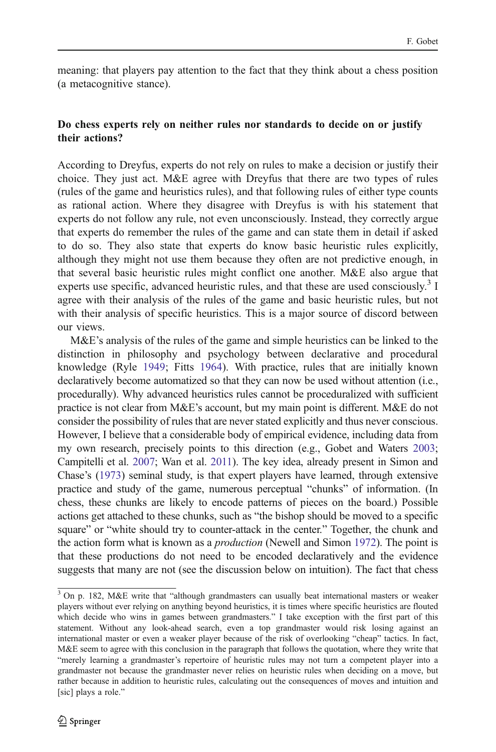meaning: that players pay attention to the fact that they think about a chess position (a metacognitive stance).

## Do chess experts rely on neither rules nor standards to decide on or justify their actions?

According to Dreyfus, experts do not rely on rules to make a decision or justify their choice. They just act. M&E agree with Dreyfus that there are two types of rules (rules of the game and heuristics rules), and that following rules of either type counts as rational action. Where they disagree with Dreyfus is with his statement that experts do not follow any rule, not even unconsciously. Instead, they correctly argue that experts do remember the rules of the game and can state them in detail if asked to do so. They also state that experts do know basic heuristic rules explicitly, although they might not use them because they often are not predictive enough, in that several basic heuristic rules might conflict one another. M&E also argue that experts use specific, advanced heuristic rules, and that these are used consciously.[3] I agree with their analysis of the rules of the game and basic heuristic rules, but not with their analysis of specific heuristics. This is a major source of discord between our views.

M&E's analysis of the rules of the game and simple heuristics can be linked to the distinction in philosophy and psychology between declarative and procedural knowledge (Ryle 1949; Fitts 1964). With practice, rules that are initially known declaratively become automatized so that they can now be used without attention (i.e., procedurally). Why advanced heuristics rules cannot be proceduralized with sufficient practice is not clear from M&E's account, but my main point is different. M&E do not consider the possibility of rules that are never stated explicitly and thus never conscious. However, I believe that a considerable body of empirical evidence, including data from my own research, precisely points to this direction (e.g., Gobet and Waters 2003; Campitelli et al. 2007; Wan et al. 2011). The key idea, already present in Simon and Chase's (1973) seminal study, is that expert players have learned, through extensive practice and study of the game, numerous perceptual "chunks" of information. (In chess, these chunks are likely to encode patterns of pieces on the board.) Possible actions get attached to these chunks, such as "the bishop should be moved to a specific square" or "white should try to counter-attack in the center." Together, the chunk and the action form what is known as a *production* (Newell and Simon 1972). The point is that these productions do not need to be encoded declaratively and the evidence suggests that many are not (see the discussion below on intuition). The fact that chess

[3] On p. 182, M&E write that "although grandmasters can usually beat international masters or weaker players without ever relying on anything beyond heuristics, it is times where specific heuristics are flouted which decide who wins in games between grandmasters." I take exception with the first part of this statement. Without any look-ahead search, even a top grandmaster would risk losing against an international master or even a weaker player because of the risk of overlooking "cheap" tactics. In fact, M&E seem to agree with this conclusion in the paragraph that follows the quotation, where they write that "merely learning a grandmaster's repertoire of heuristic rules may not turn a competent player into a grandmaster not because the grandmaster never relies on heuristic rules when deciding on a move, but rather because in addition to heuristic rules, calculating out the consequences of moves and intuition and [sic] plays a role."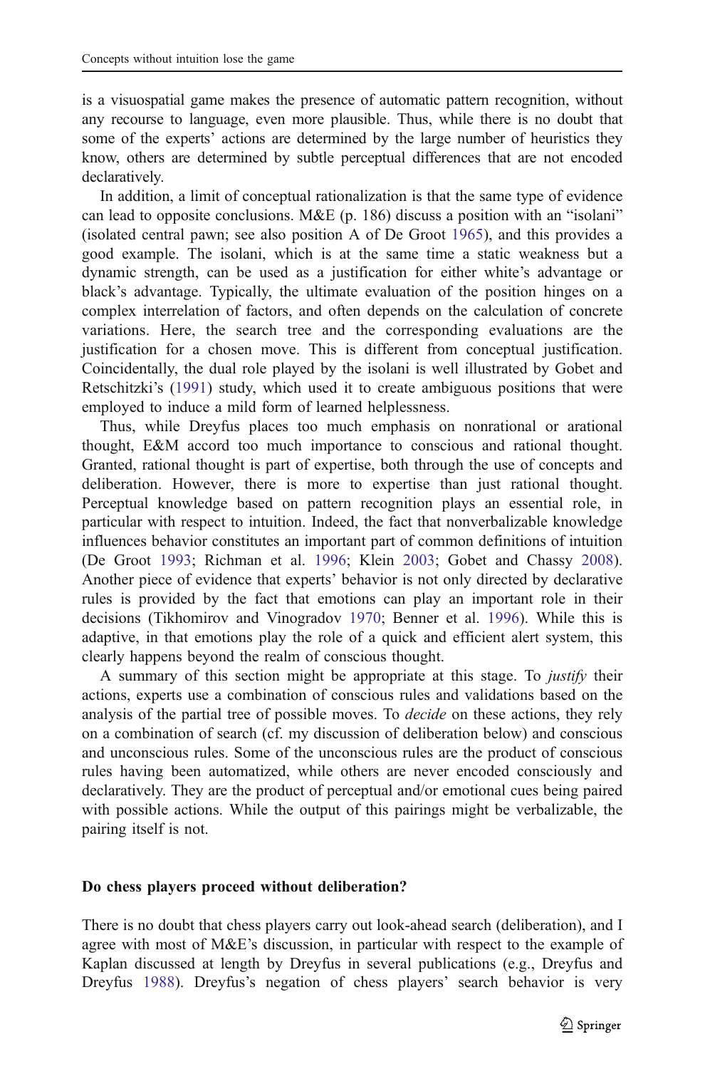is a visuospatial game makes the presence of automatic pattern recognition, without any recourse to language, even more plausible. Thus, while there is no doubt that some of the experts' actions are determined by the large number of heuristics they know, others are determined by subtle perceptual differences that are not encoded declaratively.

In addition, a limit of conceptual rationalization is that the same type of evidence can lead to opposite conclusions. M&E (p. 186) discuss a position with an "isolani" (isolated central pawn; see also position A of De Groot 1965), and this provides a good example. The isolani, which is at the same time a static weakness but a dynamic strength, can be used as a justification for either white's advantage or black's advantage. Typically, the ultimate evaluation of the position hinges on a complex interrelation of factors, and often depends on the calculation of concrete variations. Here, the search tree and the corresponding evaluations are the justification for a chosen move. This is different from conceptual justification. Coincidentally, the dual role played by the isolani is well illustrated by Gobet and Retschitzki's (1991) study, which used it to create ambiguous positions that were employed to induce a mild form of learned helplessness.

Thus, while Dreyfus places too much emphasis on nonrational or arational thought, E&M accord too much importance to conscious and rational thought. Granted, rational thought is part of expertise, both through the use of concepts and deliberation. However, there is more to expertise than just rational thought. Perceptual knowledge based on pattern recognition plays an essential role, in particular with respect to intuition. Indeed, the fact that nonverbalizable knowledge influences behavior constitutes an important part of common definitions of intuition (De Groot 1993; Richman et al. 1996; Klein 2003; Gobet and Chassy 2008). Another piece of evidence that experts' behavior is not only directed by declarative rules is provided by the fact that emotions can play an important role in their decisions (Tikhomirov and Vinogradov 1970; Benner et al. 1996). While this is adaptive, in that emotions play the role of a quick and efficient alert system, this clearly happens beyond the realm of conscious thought.

A summary of this section might be appropriate at this stage. To *justify* their actions, experts use a combination of conscious rules and validations based on the analysis of the partial tree of possible moves. To *decide* on these actions, they rely on a combination of search (cf. my discussion of deliberation below) and conscious and unconscious rules. Some of the unconscious rules are the product of conscious rules having been automatized, while others are never encoded consciously and declaratively. They are the product of perceptual and/or emotional cues being paired with possible actions. While the output of this pairings might be verbalizable, the pairing itself is not.

## Do chess players proceed without deliberation?

There is no doubt that chess players carry out look-ahead search (deliberation), and I agree with most of M&E's discussion, in particular with respect to the example of Kaplan discussed at length by Dreyfus in several publications (e.g., Dreyfus and Dreyfus 1988). Dreyfus's negation of chess players' search behavior is very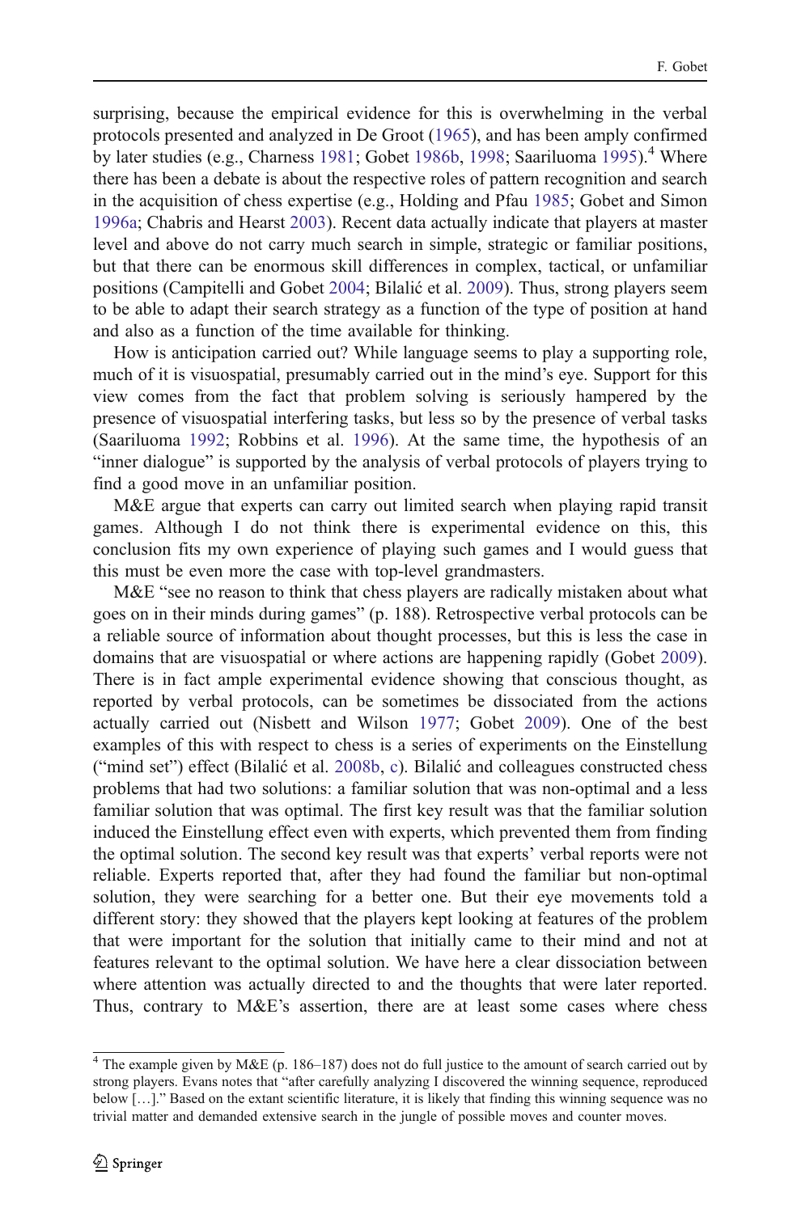surprising, because the empirical evidence for this is overwhelming in the verbal protocols presented and analyzed in De Groot (1965), and has been amply confirmed by later studies (e.g., Charness 1981; Gobet 1986b, 1998; Saariluoma 1995).[4] Where there has been a debate is about the respective roles of pattern recognition and search in the acquisition of chess expertise (e.g., Holding and Pfau 1985; Gobet and Simon 1996a; Chabris and Hearst 2003). Recent data actually indicate that players at master level and above do not carry much search in simple, strategic or familiar positions, but that there can be enormous skill differences in complex, tactical, or unfamiliar positions (Campitelli and Gobet 2004; Bilalić et al. 2009). Thus, strong players seem to be able to adapt their search strategy as a function of the type of position at hand and also as a function of the time available for thinking.

How is anticipation carried out? While language seems to play a supporting role, much of it is visuospatial, presumably carried out in the mind's eye. Support for this view comes from the fact that problem solving is seriously hampered by the presence of visuospatial interfering tasks, but less so by the presence of verbal tasks (Saariluoma 1992; Robbins et al. 1996). At the same time, the hypothesis of an "inner dialogue" is supported by the analysis of verbal protocols of players trying to find a good move in an unfamiliar position.

M&E argue that experts can carry out limited search when playing rapid transit games. Although I do not think there is experimental evidence on this, this conclusion fits my own experience of playing such games and I would guess that this must be even more the case with top-level grandmasters.

M&E "see no reason to think that chess players are radically mistaken about what goes on in their minds during games" (p. 188). Retrospective verbal protocols can be a reliable source of information about thought processes, but this is less the case in domains that are visuospatial or where actions are happening rapidly (Gobet 2009). There is in fact ample experimental evidence showing that conscious thought, as reported by verbal protocols, can be sometimes be dissociated from the actions actually carried out (Nisbett and Wilson 1977; Gobet 2009). One of the best examples of this with respect to chess is a series of experiments on the Einstellung ("mind set") effect (Bilalić et al. 2008b, c). Bilalić and colleagues constructed chess problems that had two solutions: a familiar solution that was non-optimal and a less familiar solution that was optimal. The first key result was that the familiar solution induced the Einstellung effect even with experts, which prevented them from finding the optimal solution. The second key result was that experts' verbal reports were not reliable. Experts reported that, after they had found the familiar but non-optimal solution, they were searching for a better one. But their eye movements told a different story: they showed that the players kept looking at features of the problem that were important for the solution that initially came to their mind and not at features relevant to the optimal solution. We have here a clear dissociation between where attention was actually directed to and the thoughts that were later reported. Thus, contrary to M&E's assertion, there are at least some cases where chess

[4] The example given by M&E (p. 186–187) does not do full justice to the amount of search carried out by strong players. Evans notes that "after carefully analyzing I discovered the winning sequence, reproduced below […]." Based on the extant scientific literature, it is likely that finding this winning sequence was no trivial matter and demanded extensive search in the jungle of possible moves and counter moves.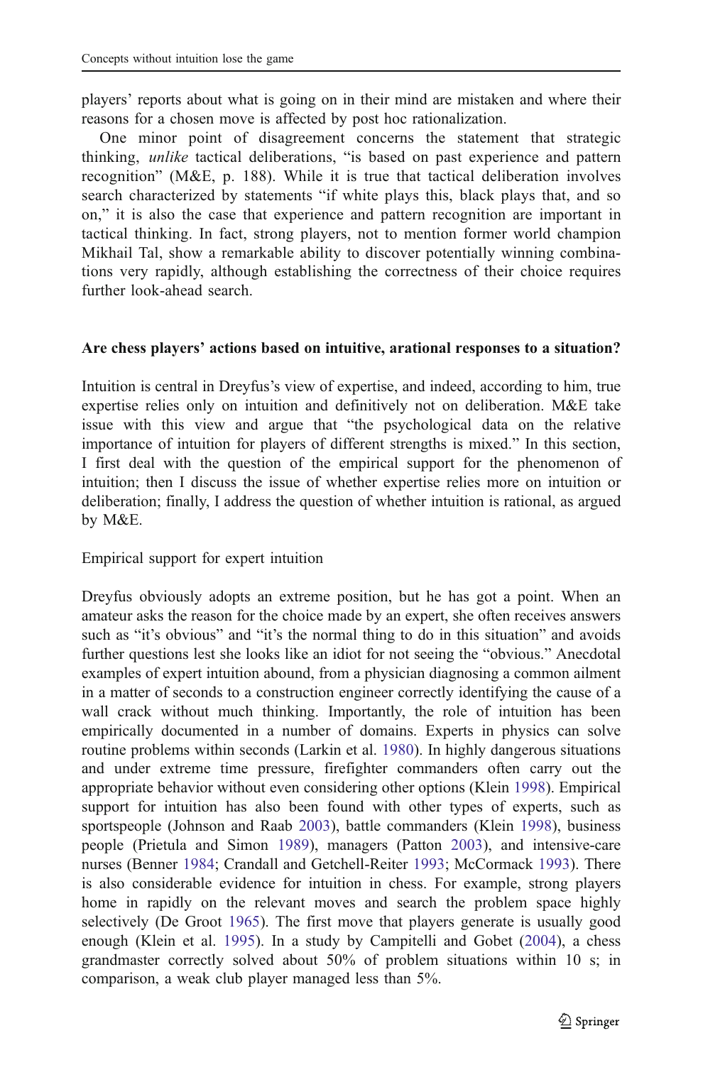players' reports about what is going on in their mind are mistaken and where their reasons for a chosen move is affected by post hoc rationalization.

One minor point of disagreement concerns the statement that strategic thinking, *unlike* tactical deliberations, "is based on past experience and pattern recognition" (M&E, p. 188). While it is true that tactical deliberation involves search characterized by statements "if white plays this, black plays that, and so on," it is also the case that experience and pattern recognition are important in tactical thinking. In fact, strong players, not to mention former world champion Mikhail Tal, show a remarkable ability to discover potentially winning combinations very rapidly, although establishing the correctness of their choice requires further look-ahead search.

## Are chess players' actions based on intuitive, arational responses to a situation?

Intuition is central in Dreyfus's view of expertise, and indeed, according to him, true expertise relies only on intuition and definitively not on deliberation. M&E take issue with this view and argue that "the psychological data on the relative importance of intuition for players of different strengths is mixed." In this section, I first deal with the question of the empirical support for the phenomenon of intuition; then I discuss the issue of whether expertise relies more on intuition or deliberation; finally, I address the question of whether intuition is rational, as argued by M&E.

### Empirical support for expert intuition

Dreyfus obviously adopts an extreme position, but he has got a point. When an amateur asks the reason for the choice made by an expert, she often receives answers such as "it's obvious" and "it's the normal thing to do in this situation" and avoids further questions lest she looks like an idiot for not seeing the "obvious." Anecdotal examples of expert intuition abound, from a physician diagnosing a common ailment in a matter of seconds to a construction engineer correctly identifying the cause of a wall crack without much thinking. Importantly, the role of intuition has been empirically documented in a number of domains. Experts in physics can solve routine problems within seconds (Larkin et al. 1980). In highly dangerous situations and under extreme time pressure, firefighter commanders often carry out the appropriate behavior without even considering other options (Klein 1998). Empirical support for intuition has also been found with other types of experts, such as sportspeople (Johnson and Raab 2003), battle commanders (Klein 1998), business people (Prietula and Simon 1989), managers (Patton 2003), and intensive-care nurses (Benner 1984; Crandall and Getchell-Reiter 1993; McCormack 1993). There is also considerable evidence for intuition in chess. For example, strong players home in rapidly on the relevant moves and search the problem space highly selectively (De Groot 1965). The first move that players generate is usually good enough (Klein et al. 1995). In a study by Campitelli and Gobet (2004), a chess grandmaster correctly solved about 50% of problem situations within 10 s; in comparison, a weak club player managed less than 5%.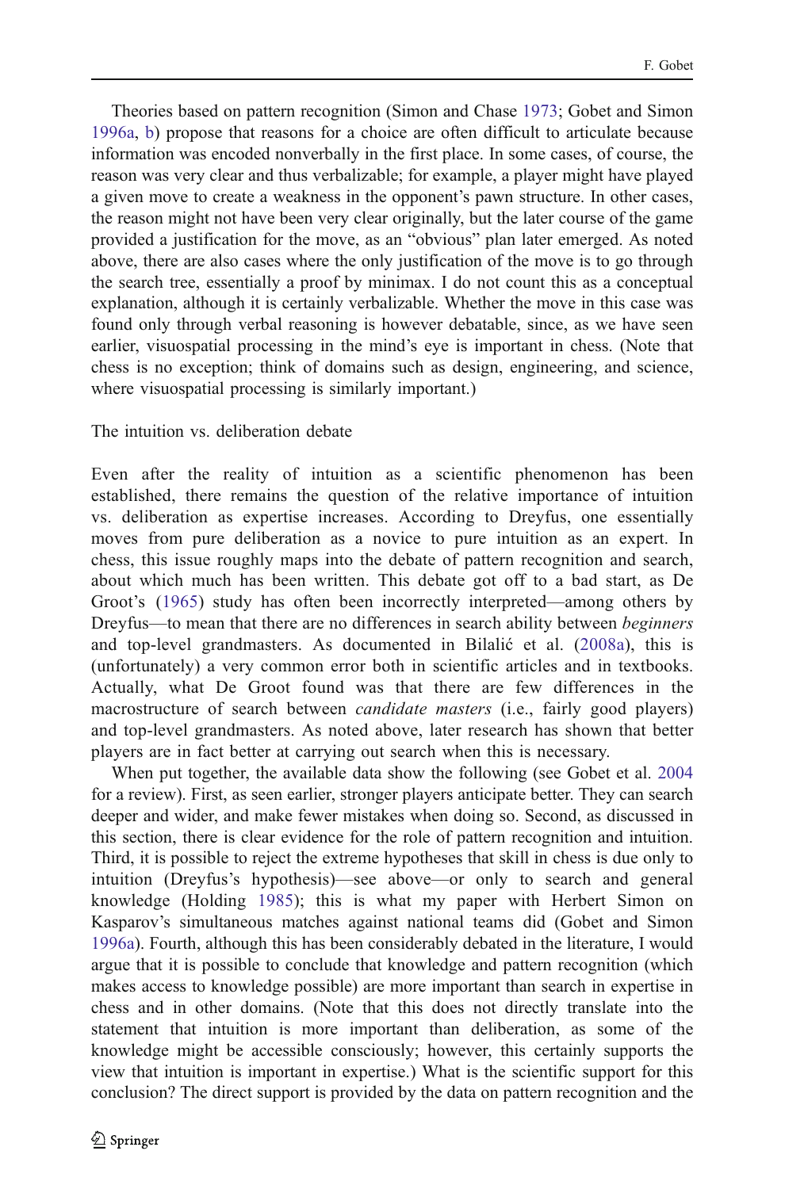Theories based on pattern recognition (Simon and Chase 1973; Gobet and Simon 1996a, b) propose that reasons for a choice are often difficult to articulate because information was encoded nonverbally in the first place. In some cases, of course, the reason was very clear and thus verbalizable; for example, a player might have played a given move to create a weakness in the opponent's pawn structure. In other cases, the reason might not have been very clear originally, but the later course of the game provided a justification for the move, as an "obvious" plan later emerged. As noted above, there are also cases where the only justification of the move is to go through the search tree, essentially a proof by minimax. I do not count this as a conceptual explanation, although it is certainly verbalizable. Whether the move in this case was found only through verbal reasoning is however debatable, since, as we have seen earlier, visuospatial processing in the mind's eye is important in chess. (Note that chess is no exception; think of domains such as design, engineering, and science, where visuospatial processing is similarly important.)

## The intuition vs. deliberation debate

Even after the reality of intuition as a scientific phenomenon has been established, there remains the question of the relative importance of intuition vs. deliberation as expertise increases. According to Dreyfus, one essentially moves from pure deliberation as a novice to pure intuition as an expert. In chess, this issue roughly maps into the debate of pattern recognition and search, about which much has been written. This debate got off to a bad start, as De Groot's (1965) study has often been incorrectly interpreted—among others by Dreyfus—to mean that there are no differences in search ability between *beginners* and top-level grandmasters. As documented in Bilalić et al. (2008a), this is (unfortunately) a very common error both in scientific articles and in textbooks. Actually, what De Groot found was that there are few differences in the macrostructure of search between *candidate masters* (i.e., fairly good players) and top-level grandmasters. As noted above, later research has shown that better players are in fact better at carrying out search when this is necessary.

When put together, the available data show the following (see Gobet et al. 2004 for a review). First, as seen earlier, stronger players anticipate better. They can search deeper and wider, and make fewer mistakes when doing so. Second, as discussed in this section, there is clear evidence for the role of pattern recognition and intuition. Third, it is possible to reject the extreme hypotheses that skill in chess is due only to intuition (Dreyfus's hypothesis)—see above—or only to search and general knowledge (Holding 1985); this is what my paper with Herbert Simon on Kasparov's simultaneous matches against national teams did (Gobet and Simon 1996a). Fourth, although this has been considerably debated in the literature, I would argue that it is possible to conclude that knowledge and pattern recognition (which makes access to knowledge possible) are more important than search in expertise in chess and in other domains. (Note that this does not directly translate into the statement that intuition is more important than deliberation, as some of the knowledge might be accessible consciously; however, this certainly supports the view that intuition is important in expertise.) What is the scientific support for this conclusion? The direct support is provided by the data on pattern recognition and the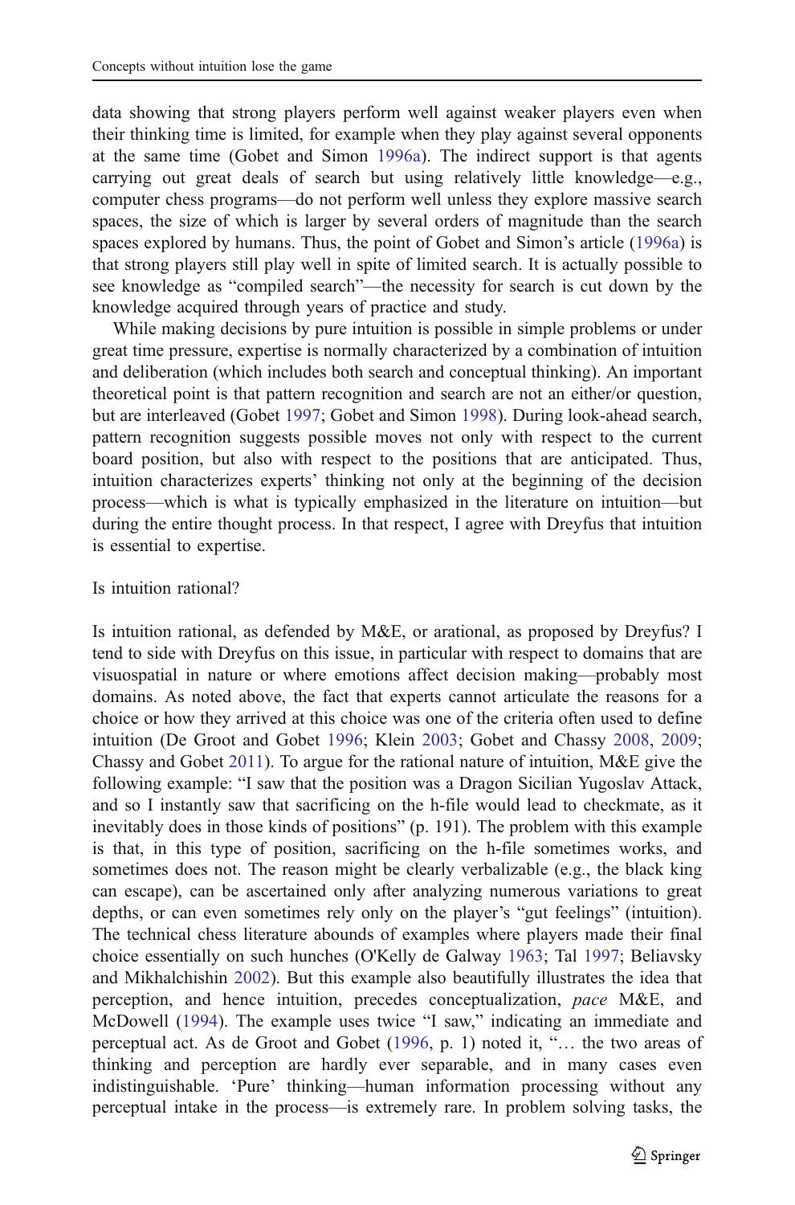data showing that strong players perform well against weaker players even when their thinking time is limited, for example when they play against several opponents at the same time (Gobet and Simon 1996a). The indirect support is that agents carrying out great deals of search but using relatively little knowledge—e.g., computer chess programs—do not perform well unless they explore massive search spaces, the size of which is larger by several orders of magnitude than the search spaces explored by humans. Thus, the point of Gobet and Simon's article (1996a) is that strong players still play well in spite of limited search. It is actually possible to see knowledge as "compiled search"—the necessity for search is cut down by the knowledge acquired through years of practice and study.

While making decisions by pure intuition is possible in simple problems or under great time pressure, expertise is normally characterized by a combination of intuition and deliberation (which includes both search and conceptual thinking). An important theoretical point is that pattern recognition and search are not an either/or question, but are interleaved (Gobet 1997; Gobet and Simon 1998). During look-ahead search, pattern recognition suggests possible moves not only with respect to the current board position, but also with respect to the positions that are anticipated. Thus, intuition characterizes experts' thinking not only at the beginning of the decision process—which is what is typically emphasized in the literature on intuition—but during the entire thought process. In that respect, I agree with Dreyfus that intuition is essential to expertise.

## Is intuition rational?

Is intuition rational, as defended by M&E, or arational, as proposed by Dreyfus? I tend to side with Dreyfus on this issue, in particular with respect to domains that are visuospatial in nature or where emotions affect decision making—probably most domains. As noted above, the fact that experts cannot articulate the reasons for a choice or how they arrived at this choice was one of the criteria often used to define intuition (De Groot and Gobet 1996; Klein 2003; Gobet and Chassy 2008, 2009; Chassy and Gobet 2011). To argue for the rational nature of intuition, M&E give the following example: "I saw that the position was a Dragon Sicilian Yugoslav Attack, and so I instantly saw that sacrificing on the h-file would lead to checkmate, as it inevitably does in those kinds of positions" (p. 191). The problem with this example is that, in this type of position, sacrificing on the h-file sometimes works, and sometimes does not. The reason might be clearly verbalizable (e.g., the black king can escape), can be ascertained only after analyzing numerous variations to great depths, or can even sometimes rely only on the player's "gut feelings" (intuition). The technical chess literature abounds of examples where players made their final choice essentially on such hunches (O'Kelly de Galway 1963; Tal 1997; Beliavsky and Mikhalchishin 2002). But this example also beautifully illustrates the idea that perception, and hence intuition, precedes conceptualization, *pace* M&E, and McDowell (1994). The example uses twice "I saw," indicating an immediate and perceptual act. As de Groot and Gobet (1996, p. 1) noted it, "… the two areas of thinking and perception are hardly ever separable, and in many cases even indistinguishable. 'Pure' thinking—human information processing without any perceptual intake in the process—is extremely rare. In problem solving tasks, the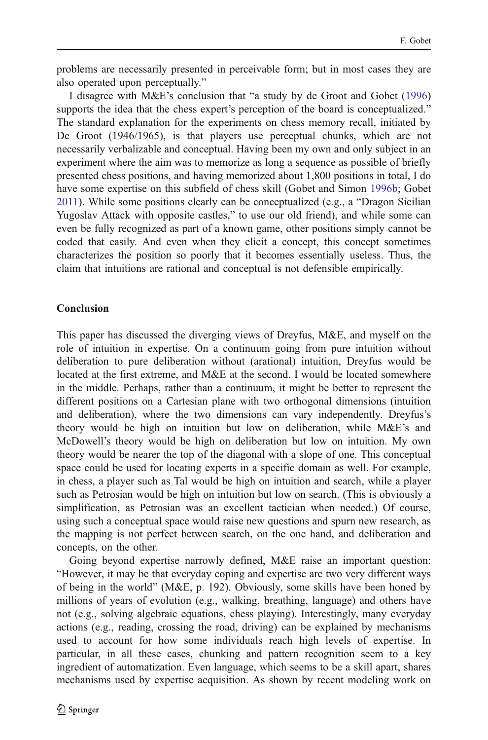problems are necessarily presented in perceivable form; but in most cases they are also operated upon perceptually."

I disagree with M&E's conclusion that "a study by de Groot and Gobet (1996) supports the idea that the chess expert's perception of the board is conceptualized." The standard explanation for the experiments on chess memory recall, initiated by De Groot (1946/1965), is that players use perceptual chunks, which are not necessarily verbalizable and conceptual. Having been my own and only subject in an experiment where the aim was to memorize as long a sequence as possible of briefly presented chess positions, and having memorized about 1,800 positions in total, I do have some expertise on this subfield of chess skill (Gobet and Simon 1996b; Gobet 2011). While some positions clearly can be conceptualized (e.g., a "Dragon Sicilian Yugoslav Attack with opposite castles," to use our old friend), and while some can even be fully recognized as part of a known game, other positions simply cannot be coded that easily. And even when they elicit a concept, this concept sometimes characterizes the position so poorly that it becomes essentially useless. Thus, the claim that intuitions are rational and conceptual is not defensible empirically.

## Conclusion

This paper has discussed the diverging views of Dreyfus, M&E, and myself on the role of intuition in expertise. On a continuum going from pure intuition without deliberation to pure deliberation without (arational) intuition, Dreyfus would be located at the first extreme, and M&E at the second. I would be located somewhere in the middle. Perhaps, rather than a continuum, it might be better to represent the different positions on a Cartesian plane with two orthogonal dimensions (intuition and deliberation), where the two dimensions can vary independently. Dreyfus's theory would be high on intuition but low on deliberation, while M&E's and McDowell's theory would be high on deliberation but low on intuition. My own theory would be nearer the top of the diagonal with a slope of one. This conceptual space could be used for locating experts in a specific domain as well. For example, in chess, a player such as Tal would be high on intuition and search, while a player such as Petrosian would be high on intuition but low on search. (This is obviously a simplification, as Petrosian was an excellent tactician when needed.) Of course, using such a conceptual space would raise new questions and spurn new research, as the mapping is not perfect between search, on the one hand, and deliberation and concepts, on the other.

Going beyond expertise narrowly defined, M&E raise an important question: "However, it may be that everyday coping and expertise are two very different ways of being in the world" (M&E, p. 192). Obviously, some skills have been honed by millions of years of evolution (e.g., walking, breathing, language) and others have not (e.g., solving algebraic equations, chess playing). Interestingly, many everyday actions (e.g., reading, crossing the road, driving) can be explained by mechanisms used to account for how some individuals reach high levels of expertise. In particular, in all these cases, chunking and pattern recognition seem to a key ingredient of automatization. Even language, which seems to be a skill apart, shares mechanisms used by expertise acquisition. As shown by recent modeling work on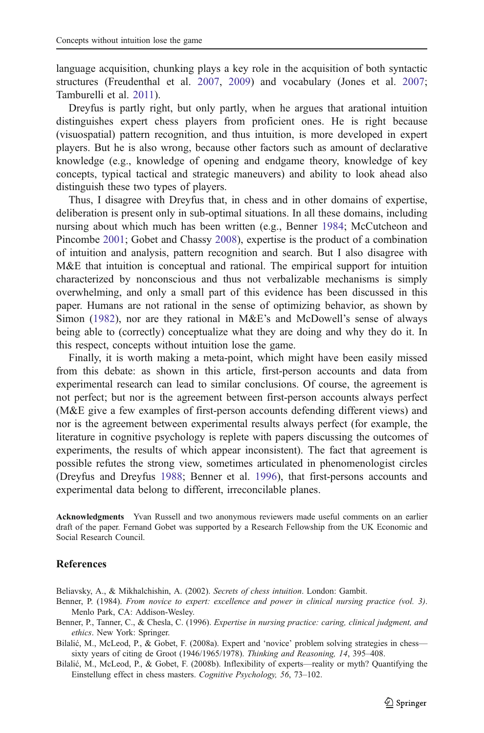language acquisition, chunking plays a key role in the acquisition of both syntactic structures (Freudenthal et al. 2007, 2009) and vocabulary (Jones et al. 2007; Tamburelli et al. 2011).

Dreyfus is partly right, but only partly, when he argues that arational intuition distinguishes expert chess players from proficient ones. He is right because (visuospatial) pattern recognition, and thus intuition, is more developed in expert players. But he is also wrong, because other factors such as amount of declarative knowledge (e.g., knowledge of opening and endgame theory, knowledge of key concepts, typical tactical and strategic maneuvers) and ability to look ahead also distinguish these two types of players.

Thus, I disagree with Dreyfus that, in chess and in other domains of expertise, deliberation is present only in sub-optimal situations. In all these domains, including nursing about which much has been written (e.g., Benner 1984; McCutcheon and Pincombe 2001; Gobet and Chassy 2008), expertise is the product of a combination of intuition and analysis, pattern recognition and search. But I also disagree with M&E that intuition is conceptual and rational. The empirical support for intuition characterized by nonconscious and thus not verbalizable mechanisms is simply overwhelming, and only a small part of this evidence has been discussed in this paper. Humans are not rational in the sense of optimizing behavior, as shown by Simon (1982), nor are they rational in M&E's and McDowell's sense of always being able to (correctly) conceptualize what they are doing and why they do it. In this respect, concepts without intuition lose the game.

Finally, it is worth making a meta-point, which might have been easily missed from this debate: as shown in this article, first-person accounts and data from experimental research can lead to similar conclusions. Of course, the agreement is not perfect; but nor is the agreement between first-person accounts always perfect (M&E give a few examples of first-person accounts defending different views) and nor is the agreement between experimental results always perfect (for example, the literature in cognitive psychology is replete with papers discussing the outcomes of experiments, the results of which appear inconsistent). The fact that agreement is possible refutes the strong view, sometimes articulated in phenomenologist circles (Dreyfus and Dreyfus 1988; Benner et al. 1996), that first-persons accounts and experimental data belong to different, irreconcilable planes.

**Acknowledgments** Yvan Russell and two anonymous reviewers made useful comments on an earlier draft of the paper. Fernand Gobet was supported by a Research Fellowship from the UK Economic and Social Research Council.

## References

Beliavsky, A., & Mikhalchishin, A. (2002). *Secrets of chess intuition*. London: Gambit.

Benner, P. (1984). *From novice to expert: excellence and power in clinical nursing practice (vol. 3)*. Menlo Park, CA: Addison-Wesley.

Benner, P., Tanner, C., & Chesla, C. (1996). *Expertise in nursing practice: caring, clinical judgment, and ethics*. New York: Springer.

Bilalić, M., McLeod, P., & Gobet, F. (2008a). Expert and 'novice' problem solving strategies in chess—sixty years of citing de Groot (1946/1965/1978). *Thinking and Reasoning, 14*, 395–408.

Bilalić, M., McLeod, P., & Gobet, F. (2008b). Inflexibility of experts—reality or myth? Quantifying the Einstellung effect in chess masters. *Cognitive Psychology, 56*, 73–102.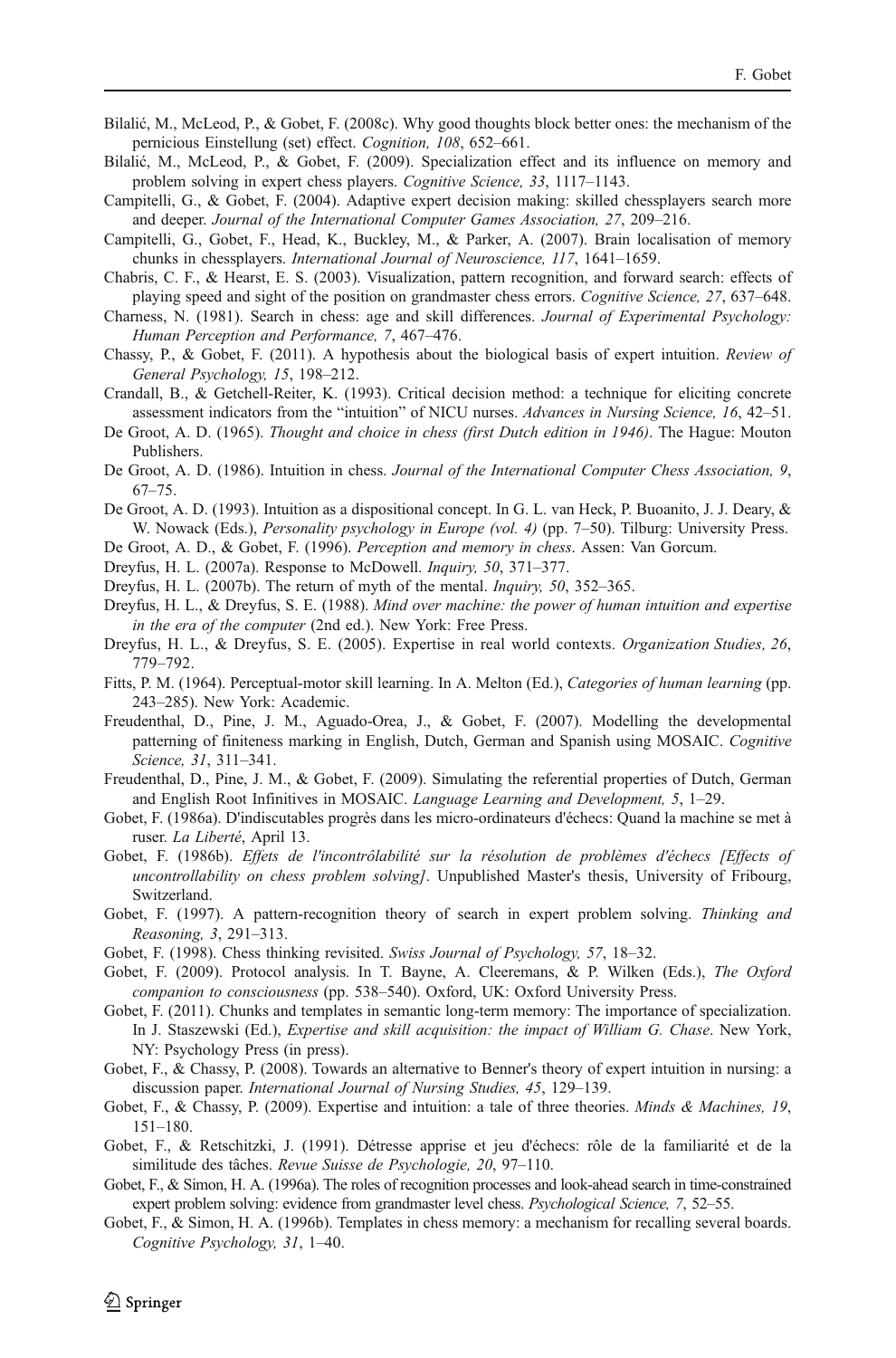Bilalić, M., McLeod, P., & Gobet, F. (2008c). Why good thoughts block better ones: the mechanism of the pernicious Einstellung (set) effect. *Cognition, 108*, 652–661.

Bilalić, M., McLeod, P., & Gobet, F. (2009). Specialization effect and its influence on memory and problem solving in expert chess players. *Cognitive Science, 33*, 1117–1143.

Campitelli, G., & Gobet, F. (2004). Adaptive expert decision making: skilled chessplayers search more and deeper. *Journal of the International Computer Games Association, 27*, 209–216.

Campitelli, G., Gobet, F., Head, K., Buckley, M., & Parker, A. (2007). Brain localisation of memory chunks in chessplayers. *International Journal of Neuroscience, 117*, 1641–1659.

Chabris, C. F., & Hearst, E. S. (2003). Visualization, pattern recognition, and forward search: effects of playing speed and sight of the position on grandmaster chess errors. *Cognitive Science, 27*, 637–648.

Charness, N. (1981). Search in chess: age and skill differences. *Journal of Experimental Psychology: Human Perception and Performance, 7*, 467–476.

Chassy, P., & Gobet, F. (2011). A hypothesis about the biological basis of expert intuition. *Review of General Psychology, 15*, 198–212.

Crandall, B., & Getchell-Reiter, K. (1993). Critical decision method: a technique for eliciting concrete assessment indicators from the "intuition" of NICU nurses. *Advances in Nursing Science, 16*, 42–51.

De Groot, A. D. (1965). *Thought and choice in chess (first Dutch edition in 1946)*. The Hague: Mouton Publishers.

De Groot, A. D. (1986). Intuition in chess. *Journal of the International Computer Chess Association, 9*, 67–75.

De Groot, A. D. (1993). Intuition as a dispositional concept. In G. L. van Heck, P. Buoanito, J. J. Deary, & W. Nowack (Eds.), *Personality psychology in Europe (vol. 4)* (pp. 7–50). Tilburg: University Press.

De Groot, A. D., & Gobet, F. (1996). *Perception and memory in chess*. Assen: Van Gorcum.

Dreyfus, H. L. (2007a). Response to McDowell. *Inquiry, 50*, 371–377.

Dreyfus, H. L. (2007b). The return of myth of the mental. *Inquiry, 50*, 352–365.

Dreyfus, H. L., & Dreyfus, S. E. (1988). *Mind over machine: the power of human intuition and expertise in the era of the computer* (2nd ed.). New York: Free Press.

Dreyfus, H. L., & Dreyfus, S. E. (2005). Expertise in real world contexts. *Organization Studies, 26*, 779–792.

Fitts, P. M. (1964). Perceptual-motor skill learning. In A. Melton (Ed.), *Categories of human learning* (pp. 243–285). New York: Academic.

Freudenthal, D., Pine, J. M., Aguado-Orea, J., & Gobet, F. (2007). Modelling the developmental patterning of finiteness marking in English, Dutch, German and Spanish using MOSAIC. *Cognitive Science, 31*, 311–341.

Freudenthal, D., Pine, J. M., & Gobet, F. (2009). Simulating the referential properties of Dutch, German and English Root Infinitives in MOSAIC. *Language Learning and Development, 5*, 1–29.

Gobet, F. (1986a). D'indiscutables progrès dans les micro-ordinateurs d'échecs: Quand la machine se met à ruser. *La Liberté*, April 13.

Gobet, F. (1986b). *Effets de l'incontrôlabilité sur la résolution de problèmes d'échecs [Effects of uncontrollability on chess problem solving]*. Unpublished Master's thesis, University of Fribourg, Switzerland.

Gobet, F. (1997). A pattern-recognition theory of search in expert problem solving. *Thinking and Reasoning, 3*, 291–313.

Gobet, F. (1998). Chess thinking revisited. *Swiss Journal of Psychology, 57*, 18–32.

Gobet, F. (2009). Protocol analysis. In T. Bayne, A. Cleeremans, & P. Wilken (Eds.), *The Oxford companion to consciousness* (pp. 538–540). Oxford, UK: Oxford University Press.

Gobet, F. (2011). Chunks and templates in semantic long-term memory: The importance of specialization. In J. Staszewski (Ed.), *Expertise and skill acquisition: the impact of William G. Chase*. New York, NY: Psychology Press (in press).

Gobet, F., & Chassy, P. (2008). Towards an alternative to Benner's theory of expert intuition in nursing: a discussion paper. *International Journal of Nursing Studies, 45*, 129–139.

Gobet, F., & Chassy, P. (2009). Expertise and intuition: a tale of three theories. *Minds & Machines, 19*, 151–180.

Gobet, F., & Retschitzki, J. (1991). Détresse apprise et jeu d'échecs: rôle de la familiarité et de la similitude des tâches. *Revue Suisse de Psychologie, 20*, 97–110.

Gobet, F., & Simon, H. A. (1996a). The roles of recognition processes and look-ahead search in time-constrained expert problem solving: evidence from grandmaster level chess. *Psychological Science, 7*, 52–55.

Gobet, F., & Simon, H. A. (1996b). Templates in chess memory: a mechanism for recalling several boards. *Cognitive Psychology, 31*, 1–40.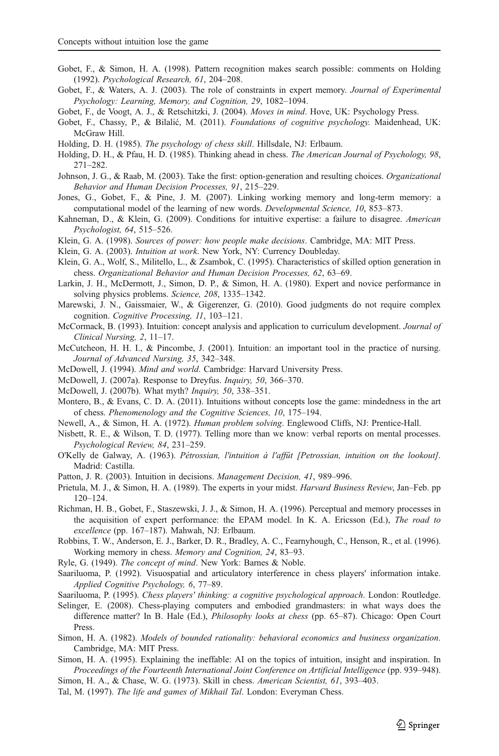Gobet, F., & Simon, H. A. (1998). Pattern recognition makes search possible: comments on Holding (1992). *Psychological Research, 61*, 204–208.

Gobet, F., & Waters, A. J. (2003). The role of constraints in expert memory. *Journal of Experimental Psychology: Learning, Memory, and Cognition, 29*, 1082–1094.

Gobet, F., de Voogt, A. J., & Retschitzki, J. (2004). *Moves in mind*. Hove, UK: Psychology Press.

Gobet, F., Chassy, P., & Bilalić, M. (2011). *Foundations of cognitive psychology.* Maidenhead, UK: McGraw Hill.

Holding, D. H. (1985). *The psychology of chess skill*. Hillsdale, NJ: Erlbaum.

Holding, D. H., & Pfau, H. D. (1985). Thinking ahead in chess. *The American Journal of Psychology, 98*, 271–282.

Johnson, J. G., & Raab, M. (2003). Take the first: option-generation and resulting choices. *Organizational Behavior and Human Decision Processes, 91*, 215–229.

Jones, G., Gobet, F., & Pine, J. M. (2007). Linking working memory and long-term memory: a computational model of the learning of new words. *Developmental Science, 10*, 853–873.

Kahneman, D., & Klein, G. (2009). Conditions for intuitive expertise: a failure to disagree. *American Psychologist, 64*, 515–526.

Klein, G. A. (1998). *Sources of power: how people make decisions*. Cambridge, MA: MIT Press.

Klein, G. A. (2003). *Intuition at work*. New York, NY: Currency Doubleday.

Klein, G. A., Wolf, S., Militello, L., & Zsambok, C. (1995). Characteristics of skilled option generation in chess. *Organizational Behavior and Human Decision Processes, 62*, 63–69.

Larkin, J. H., McDermott, J., Simon, D. P., & Simon, H. A. (1980). Expert and novice performance in solving physics problems. *Science, 208*, 1335–1342.

Marewski, J. N., Gaissmaier, W., & Gigerenzer, G. (2010). Good judgments do not require complex cognition. *Cognitive Processing, 11*, 103–121.

McCormack, B. (1993). Intuition: concept analysis and application to curriculum development. *Journal of Clinical Nursing, 2*, 11–17.

McCutcheon, H. H. I., & Pincombe, J. (2001). Intuition: an important tool in the practice of nursing. *Journal of Advanced Nursing, 35*, 342–348.

McDowell, J. (1994). *Mind and world*. Cambridge: Harvard University Press.

McDowell, J. (2007a). Response to Dreyfus. *Inquiry, 50*, 366–370.

McDowell, J. (2007b). What myth? *Inquiry, 50*, 338–351.

Montero, B., & Evans, C. D. A. (2011). Intuitions without concepts lose the game: mindedness in the art of chess. *Phenomenology and the Cognitive Sciences, 10*, 175–194.

Newell, A., & Simon, H. A. (1972). *Human problem solving*. Englewood Cliffs, NJ: Prentice-Hall.

Nisbett, R. E., & Wilson, T. D. (1977). Telling more than we know: verbal reports on mental processes. *Psychological Review, 84*, 231–259.

O'Kelly de Galway, A. (1963). *Pétrossian, l'intuition à l'affût [Petrossian, intuition on the lookout]*. Madrid: Castilla.

Patton, J. R. (2003). Intuition in decisions. *Management Decision, 41*, 989–996.

Prietula, M. J., & Simon, H. A. (1989). The experts in your midst. *Harvard Business Review*, Jan–Feb. pp 120–124.

Richman, H. B., Gobet, F., Staszewski, J. J., & Simon, H. A. (1996). Perceptual and memory processes in the acquisition of expert performance: the EPAM model. In K. A. Ericsson (Ed.), *The road to excellence* (pp. 167–187). Mahwah, NJ: Erlbaum.

Robbins, T. W., Anderson, E. J., Barker, D. R., Bradley, A. C., Fearnyhough, C., Henson, R., et al. (1996). Working memory in chess. *Memory and Cognition, 24*, 83–93.

Ryle, G. (1949). *The concept of mind*. New York: Barnes & Noble.

Saariluoma, P. (1992). Visuospatial and articulatory interference in chess players' information intake. *Applied Cognitive Psychology, 6*, 77–89.

Saariluoma, P. (1995). *Chess players' thinking: a cognitive psychological approach*. London: Routledge.

Selinger, E. (2008). Chess-playing computers and embodied grandmasters: in what ways does the difference matter? In B. Hale (Ed.), *Philosophy looks at chess* (pp. 65–87). Chicago: Open Court Press.

Simon, H. A. (1982). *Models of bounded rationality: behavioral economics and business organization*. Cambridge, MA: MIT Press.

Simon, H. A. (1995). Explaining the ineffable: AI on the topics of intuition, insight and inspiration. In *Proceedings of the Fourteenth International Joint Conference on Artificial Intelligence* (pp. 939–948).

Simon, H. A., & Chase, W. G. (1973). Skill in chess. *American Scientist, 61*, 393–403.

Tal, M. (1997). *The life and games of Mikhail Tal*. London: Everyman Chess.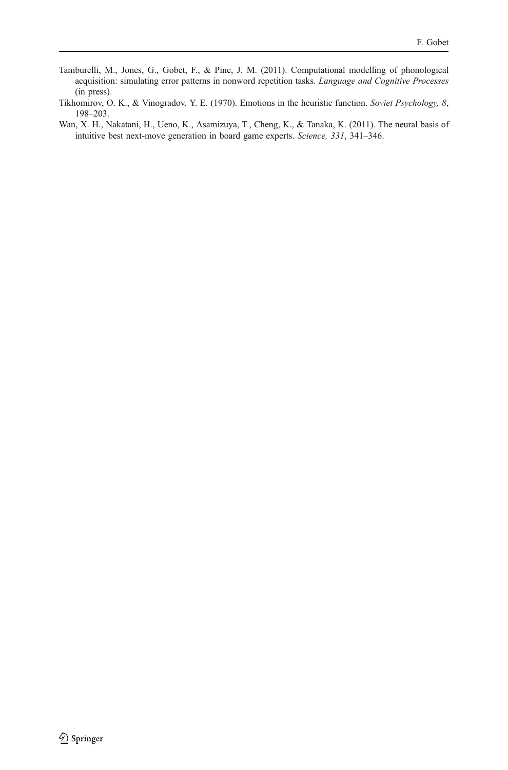Tamburelli, M., Jones, G., Gobet, F., & Pine, J. M. (2011). Computational modelling of phonological acquisition: simulating error patterns in nonword repetition tasks. *Language and Cognitive Processes* (in press).

Tikhomirov, O. K., & Vinogradov, Y. E. (1970). Emotions in the heuristic function. *Soviet Psychology, 8*, 198–203.

Wan, X. H., Nakatani, H., Ueno, K., Asamizuya, T., Cheng, K., & Tanaka, K. (2011). The neural basis of intuitive best next-move generation in board game experts. *Science, 331*, 341–346.